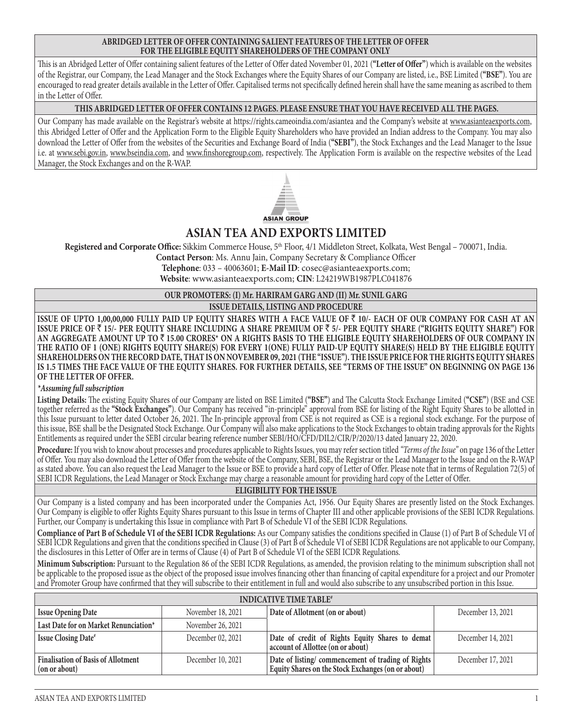**ABRIDGED LETTER OF OFFER CONTAINING SALIENT FEATURES OF THE LETTER OF OFFER FOR THE ELIGIBLE EQUITY SHAREHOLDERS OF THE COMPANY ONLY**

This is an Abridged Letter of Offer containing salient features of the Letter of Offer dated November 01, 2021 (**"Letter of Offer"**) which is available on the websites of the Registrar, our Company, the Lead Manager and the Stock Exchanges where the Equity Shares of our Company are listed, i.e., BSE Limited (**"BSE"**). You are encouraged to read greater details available in the Letter of Offer. Capitalised terms not specifically defined herein shall have the same meaning as ascribed to them in the Letter of Offer.

**THIS ABRIDGED LETTER OF OFFER CONTAINS 12 PAGES. PLEASE ENSURE THAT YOU HAVE RECEIVED ALL THE PAGES.**

Our Company has made available on the Registrar's website at https://rights.cameoindia.com/asiantea and the Company's website at www.asianteaexports.com, this Abridged Letter of Offer and the Application Form to the Eligible Equity Shareholders who have provided an Indian address to the Company. You may also download the Letter of Offer from the websites of the Securities and Exchange Board of India (**"SEBI"**), the Stock Exchanges and the Lead Manager to the Issue i.e. at www.sebi.gov.in, www.bseindia.com, and www.finshoregroup.com, respectively. The Application Form is available on the respective websites of the Lead Manager, the Stock Exchanges and on the R-WAP.

ASIAN GROUP

# ASIAN TEA AND EXPORTS LIMITED

**Registered and Corporate Office:** Sikkim Commerce House, 5th Floor, 4/1 Middleton Street, Kolkata, West Bengal – 700071, India.
**Contact Person**: Ms. Annu Jain, Company Secretary & Compliance Officer
**Telephone**: 033 – 40063601; **E-Mail ID**: cosec@asianteaexports.com;
**Website**: www.asianteaexports.com; **CIN**: L24219WB1987PLC041876

**OUR PROMOTERS: (I) Mr. HARIRAM GARG AND (II) Mr. SUNIL GARG**

**ISSUE DETAILS, LISTING AND PROCEDURE**

**ISSUE OF UPTO 1,00,00,000 FULLY PAID UP EQUITY SHARES WITH A FACE VALUE OF ₹ 10/- EACH OF OUR COMPANY FOR CASH AT AN ISSUE PRICE OF ₹ 15/- PER EQUITY SHARE INCLUDING A SHARE PREMIUM OF ₹ 5/- PER EQUITY SHARE ("RIGHTS EQUITY SHARE") FOR AN AGGREGATE AMOUNT UP TO ₹ 15.00 CRORES\* ON A RIGHTS BASIS TO THE ELIGIBLE EQUITY SHAREHOLDERS OF OUR COMPANY IN THE RATIO OF 1 (ONE) RIGHTS EQUITY SHARE(S) FOR EVERY 1(ONE) FULLY PAID-UP EQUITY SHARE(S) HELD BY THE ELIGIBLE EQUITY SHAREHOLDERS ON THE RECORD DATE, THAT IS ON NOVEMBER 09, 2021 (THE "ISSUE"). THE ISSUE PRICE FOR THE RIGHTS EQUITY SHARES IS 1.5 TIMES THE FACE VALUE OF THE EQUITY SHARES. FOR FURTHER DETAILS, SEE "TERMS OF THE ISSUE" ON BEGINNING ON PAGE 136 OF THE LETTER OF OFFER.**

*\*Assuming full subscription*

**Listing Details:** The existing Equity Shares of our Company are listed on BSE Limited (**"BSE"**) and The Calcutta Stock Exchange Limited (**"CSE"**) (BSE and CSE together referred as the **"Stock Exchanges"**). Our Company has received "in-principle" approval from BSE for listing of the Right Equity Shares to be allotted in this Issue pursuant to letter dated October 26, 2021. The In-principle approval from CSE is not required as CSE is a regional stock exchange. For the purpose of this issue, BSE shall be the Designated Stock Exchange. Our Company will also make applications to the Stock Exchanges to obtain trading approvals for the Rights Entitlements as required under the SEBI circular bearing reference number SEBI/HO/CFD/DIL2/CIR/P/2020/13 dated January 22, 2020.

**Procedure:** If you wish to know about processes and procedures applicable to Rights Issues, you may refer section titled *"Terms of the Issue"* on page 136 of the Letter of Offer. You may also download the Letter of Offer from the website of the Company, SEBI, BSE, the Registrar or the Lead Manager to the Issue and on the R-WAP as stated above. You can also request the Lead Manager to the Issue or BSE to provide a hard copy of Letter of Offer. Please note that in terms of Regulation 72(5) of SEBI ICDR Regulations, the Lead Manager or Stock Exchange may charge a reasonable amount for providing hard copy of the Letter of Offer.

**ELIGIBILITY FOR THE ISSUE**

Our Company is a listed company and has been incorporated under the Companies Act, 1956. Our Equity Shares are presently listed on the Stock Exchanges. Our Company is eligible to offer Rights Equity Shares pursuant to this Issue in terms of Chapter III and other applicable provisions of the SEBI ICDR Regulations. Further, our Company is undertaking this Issue in compliance with Part B of Schedule VI of the SEBI ICDR Regulations.

**Compliance of Part B of Schedule VI of the SEBI ICDR Regulations:** As our Company satisfies the conditions specified in Clause (1) of Part B of Schedule VI of SEBI ICDR Regulations and given that the conditions specified in Clause (3) of Part B of Schedule VI of SEBI ICDR Regulations are not applicable to our Company, the disclosures in this Letter of Offer are in terms of Clause (4) of Part B of Schedule VI of the SEBI ICDR Regulations.

**Minimum Subscription:** Pursuant to the Regulation 86 of the SEBI ICDR Regulations, as amended, the provision relating to the minimum subscription shall not be applicable to the proposed issue as the object of the proposed issue involves financing other than financing of capital expenditure for a project and our Promoter and Promoter Group have confirmed that they will subscribe to their entitlement in full and would also subscribe to any unsubscribed portion in this Issue.

**INDICATIVE TIME TABLE#**

| | | | |
|---|---|---|---|
| **Issue Opening Date** | November 18, 2021 | **Date of Allotment (on or about)** | December 13, 2021 |
| **Last Date for on Market Renunciation\*** | November 26, 2021 | | |
| **Issue Closing Date#** | December 02, 2021 | **Date of credit of Rights Equity Shares to demat account of Allottee (on or about)** | December 14, 2021 |
| **Finalisation of Basis of Allotment (on or about)** | December 10, 2021 | **Date of listing/ commencement of trading of Rights Equity Shares on the Stock Exchanges (on or about)** | December 17, 2021 |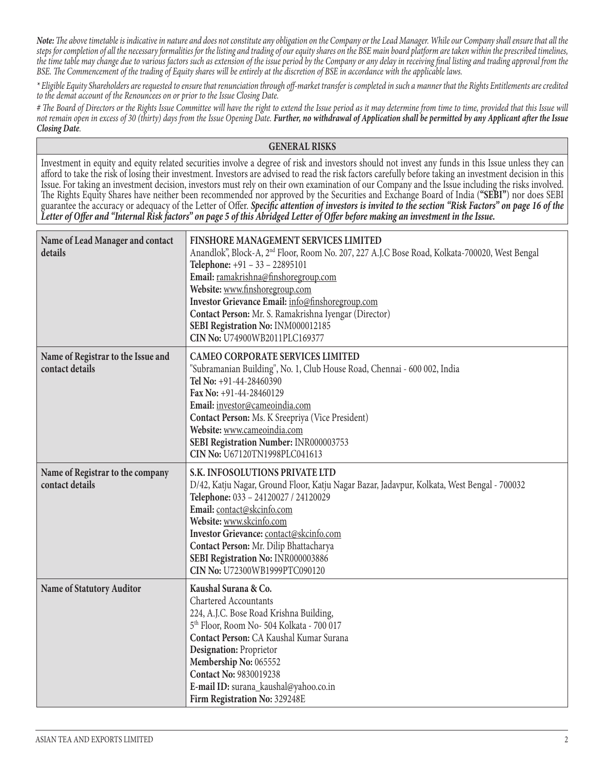***Note:** The above timetable is indicative in nature and does not constitute any obligation on the Company or the Lead Manager. While our Company shall ensure that all the steps for completion of all the necessary formalities for the listing and trading of our equity shares on the BSE main board platform are taken within the prescribed timelines, the time table may change due to various factors such as extension of the issue period by the Company or any delay in receiving final listing and trading approval from the BSE. The Commencement of the trading of Equity shares will be entirely at the discretion of BSE in accordance with the applicable laws.*

*\* Eligible Equity Shareholders are requested to ensure that renunciation through off-market transfer is completed in such a manner that the Rights Entitlements are credited to the demat account of the Renouncees on or prior to the Issue Closing Date.*

*# The Board of Directors or the Rights Issue Committee will have the right to extend the Issue period as it may determine from time to time, provided that this Issue will not remain open in excess of 30 (thirty) days from the Issue Opening Date. **Further, no withdrawal of Application shall be permitted by any Applicant after the Issue Closing Date**.*

## GENERAL RISKS

Investment in equity and equity related securities involve a degree of risk and investors should not invest any funds in this Issue unless they can afford to take the risk of losing their investment. Investors are advised to read the risk factors carefully before taking an investment decision in this Issue. For taking an investment decision, investors must rely on their own examination of our Company and the Issue including the risks involved. The Rights Equity Shares have neither been recommended nor approved by the Securities and Exchange Board of India (**"SEBI"**) nor does SEBI guarantee the accuracy or adequacy of the Letter of Offer. ***Specific attention of investors is invited to the section "Risk Factors" on page 16 of the Letter of Offer and "Internal Risk factors" on page 5 of this Abridged Letter of Offer before making an investment in the Issue.***

| | |
|---|---|
| **Name of Lead Manager and contact details** | **FINSHORE MANAGEMENT SERVICES LIMITED**<br>Anandlok", Block-A, 2nd Floor, Room No. 207, 227 A.J.C Bose Road, Kolkata-700020, West Bengal<br>**Telephone:** +91 – 33 – 22895101<br>**Email:** ramakrishna@finshoregroup.com<br>**Website:** www.finshoregroup.com<br>**Investor Grievance Email:** info@finshoregroup.com<br>**Contact Person:** Mr. S. Ramakrishna Iyengar (Director)<br>**SEBI Registration No:** INM000012185<br>**CIN No:** U74900WB2011PLC169377 |
| **Name of Registrar to the Issue and contact details** | **CAMEO CORPORATE SERVICES LIMITED**<br>"Subramanian Building", No. 1, Club House Road, Chennai - 600 002, India<br>**Tel No:** +91-44-28460390<br>**Fax No:** +91-44-28460129<br>**Email:** investor@cameoindia.com<br>**Contact Person:** Ms. K Sreepriya (Vice President)<br>**Website:** www.cameoindia.com<br>**SEBI Registration Number:** INR000003753<br>**CIN No:** U67120TN1998PLC041613 |
| **Name of Registrar to the company contact details** | **S.K. INFOSOLUTIONS PRIVATE LTD**<br>D/42, Katju Nagar, Ground Floor, Katju Nagar Bazar, Jadavpur, Kolkata, West Bengal - 700032<br>**Telephone:** 033 – 24120027 / 24120029<br>**Email:** contact@skcinfo.com<br>**Website:** www.skcinfo.com<br>**Investor Grievance:** contact@skcinfo.com<br>**Contact Person:** Mr. Dilip Bhattacharya<br>**SEBI Registration No:** INR000003886<br>**CIN No:** U72300WB1999PTC090120 |
| **Name of Statutory Auditor** | **Kaushal Surana & Co.**<br>Chartered Accountants<br>224, A.J.C. Bose Road Krishna Building,<br>5th Floor, Room No- 504 Kolkata - 700 017<br>**Contact Person:** CA Kaushal Kumar Surana<br>**Designation:** Proprietor<br>**Membership No:** 065552<br>**Contact No:** 9830019238<br>**E-mail ID:** surana_kaushal@yahoo.co.in<br>**Firm Registration No:** 329248E |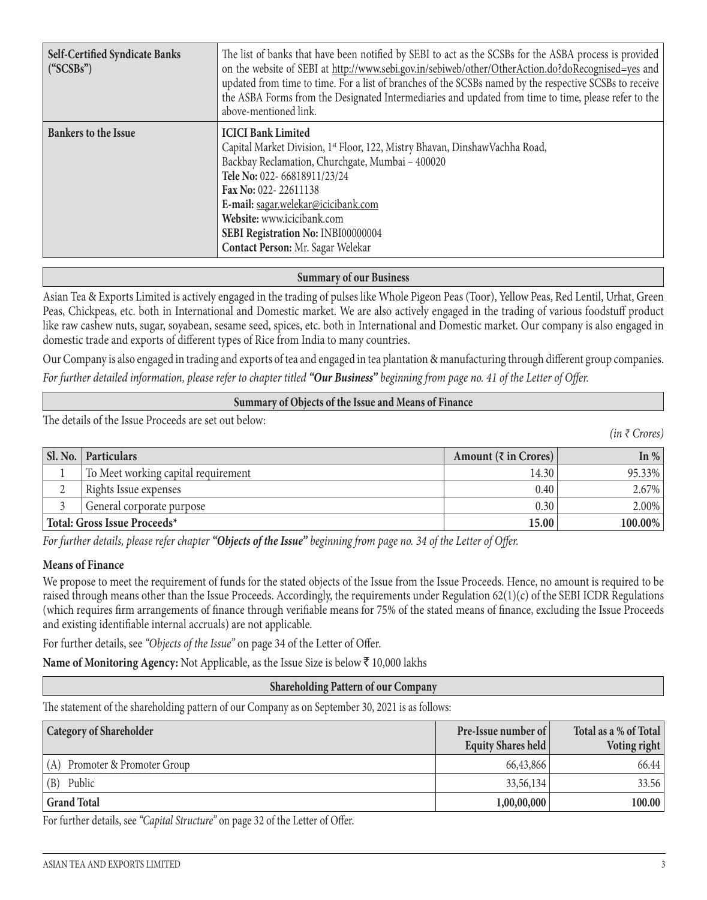| | |
|---|---|
| **Self-Certified Syndicate Banks ("SCSBs")** | The list of banks that have been notified by SEBI to act as the SCSBs for the ASBA process is provided on the website of SEBI at http://www.sebi.gov.in/sebiweb/other/OtherAction.do?doRecognised=yes and updated from time to time. For a list of branches of the SCSBs named by the respective SCSBs to receive the ASBA Forms from the Designated Intermediaries and updated from time to time, please refer to the above-mentioned link. |
| **Bankers to the Issue** | **ICICI Bank Limited**<br>Capital Market Division, 1st Floor, 122, Mistry Bhavan, DinshawVachha Road, Backbay Reclamation, Churchgate, Mumbai – 400020<br>**Tele No:** 022- 66818911/23/24<br>**Fax No:** 022- 22611138<br>**E-mail:** sagar.welekar@icicibank.com<br>**Website:** www.icicibank.com<br>**SEBI Registration No:** INBI00000004<br>**Contact Person:** Mr. Sagar Welekar |

## Summary of our Business

Asian Tea & Exports Limited is actively engaged in the trading of pulses like Whole Pigeon Peas (Toor), Yellow Peas, Red Lentil, Urhat, Green Peas, Chickpeas, etc. both in International and Domestic market. We are also actively engaged in the trading of various foodstuff product like raw cashew nuts, sugar, soyabean, sesame seed, spices, etc. both in International and Domestic market. Our company is also engaged in domestic trade and exports of different types of Rice from India to many countries.

Our Company is also engaged in trading and exports of tea and engaged in tea plantation & manufacturing through different group companies.

*For further detailed information, please refer to chapter titled **"Our Business"** beginning from page no. 41 of the Letter of Offer.*

## Summary of Objects of the Issue and Means of Finance

The details of the Issue Proceeds are set out below:

*(in ₹ Crores)*

| Sl. No. | Particulars | Amount (₹ in Crores) | In % |
|---|---|---|---|
| 1 | To Meet working capital requirement | 14.30 | 95.33% |
| 2 | Rights Issue expenses | 0.40 | 2.67% |
| 3 | General corporate purpose | 0.30 | 2.00% |
| **Total: Gross Issue Proceeds*** | | **15.00** | **100.00%** |

*For further details, please refer chapter **"Objects of the Issue"** beginning from page no. 34 of the Letter of Offer.*

**Means of Finance**

We propose to meet the requirement of funds for the stated objects of the Issue from the Issue Proceeds. Hence, no amount is required to be raised through means other than the Issue Proceeds. Accordingly, the requirements under Regulation 62(1)(c) of the SEBI ICDR Regulations (which requires firm arrangements of finance through verifiable means for 75% of the stated means of finance, excluding the Issue Proceeds and existing identifiable internal accruals) are not applicable.

For further details, see *"Objects of the Issue"* on page 34 of the Letter of Offer.

**Name of Monitoring Agency:** Not Applicable, as the Issue Size is below ₹ 10,000 lakhs

## Shareholding Pattern of our Company

The statement of the shareholding pattern of our Company as on September 30, 2021 is as follows:

| Category of Shareholder | Pre-Issue number of Equity Shares held | Total as a % of Total Voting right |
|---|---|---|
| (A) Promoter & Promoter Group | 66,43,866 | 66.44 |
| (B) Public | 33,56,134 | 33.56 |
| **Grand Total** | **1,00,00,000** | **100.00** |

For further details, see *"Capital Structure"* on page 32 of the Letter of Offer.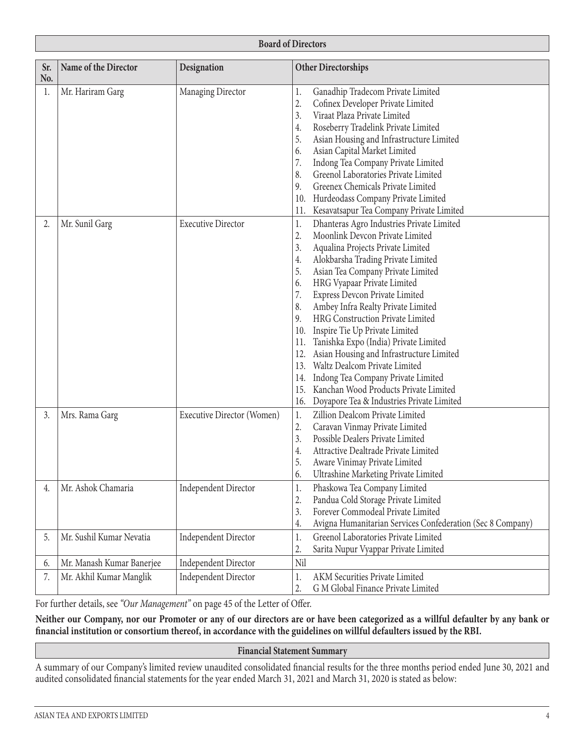## Board of Directors

| Sr. No. | Name of the Director | Designation | Other Directorships |
|---|---|---|---|
| 1. | Mr. Hariram Garg | Managing Director | 1. Ganadhip Tradecom Private Limited<br>2. Cofinex Developer Private Limited<br>3. Viraat Plaza Private Limited<br>4. Roseberry Tradelink Private Limited<br>5. Asian Housing and Infrastructure Limited<br>6. Asian Capital Market Limited<br>7. Indong Tea Company Private Limited<br>8. Greenol Laboratories Private Limited<br>9. Greenex Chemicals Private Limited<br>10. Hurdeodass Company Private Limited<br>11. Kesavatsapur Tea Company Private Limited |
| 2. | Mr. Sunil Garg | Executive Director | 1. Dhanteras Agro Industries Private Limited<br>2. Moonlink Devcon Private Limited<br>3. Aqualina Projects Private Limited<br>4. Alokbarsha Trading Private Limited<br>5. Asian Tea Company Private Limited<br>6. HRG Vyapaar Private Limited<br>7. Express Devcon Private Limited<br>8. Ambey Infra Realty Private Limited<br>9. HRG Construction Private Limited<br>10. Inspire Tie Up Private Limited<br>11. Tanishka Expo (India) Private Limited<br>12. Asian Housing and Infrastructure Limited<br>13. Waltz Dealcom Private Limited<br>14. Indong Tea Company Private Limited<br>15. Kanchan Wood Products Private Limited<br>16. Doyapore Tea & Industries Private Limited |
| 3. | Mrs. Rama Garg | Executive Director (Women) | 1. Zillion Dealcom Private Limited<br>2. Caravan Vinmay Private Limited<br>3. Possible Dealers Private Limited<br>4. Attractive Dealtrade Private Limited<br>5. Aware Vinimay Private Limited<br>6. Ultrashine Marketing Private Limited |
| 4. | Mr. Ashok Chamaria | Independent Director | 1. Phaskowa Tea Company Limited<br>2. Pandua Cold Storage Private Limited<br>3. Forever Commodeal Private Limited<br>4. Avigna Humanitarian Services Confederation (Sec 8 Company) |
| 5. | Mr. Sushil Kumar Nevatia | Independent Director | 1. Greenol Laboratories Private Limited<br>2. Sarita Nupur Vyappar Private Limited |
| 6. | Mr. Manash Kumar Banerjee | Independent Director | Nil |
| 7. | Mr. Akhil Kumar Manglik | Independent Director | 1. AKM Securities Private Limited<br>2. G M Global Finance Private Limited |

For further details, see *"Our Management"* on page 45 of the Letter of Offer.

**Neither our Company, nor our Promoter or any of our directors are or have been categorized as a willful defaulter by any bank or financial institution or consortium thereof, in accordance with the guidelines on willful defaulters issued by the RBI.**

## Financial Statement Summary

A summary of our Company's limited review unaudited consolidated financial results for the three months period ended June 30, 2021 and audited consolidated financial statements for the year ended March 31, 2021 and March 31, 2020 is stated as below: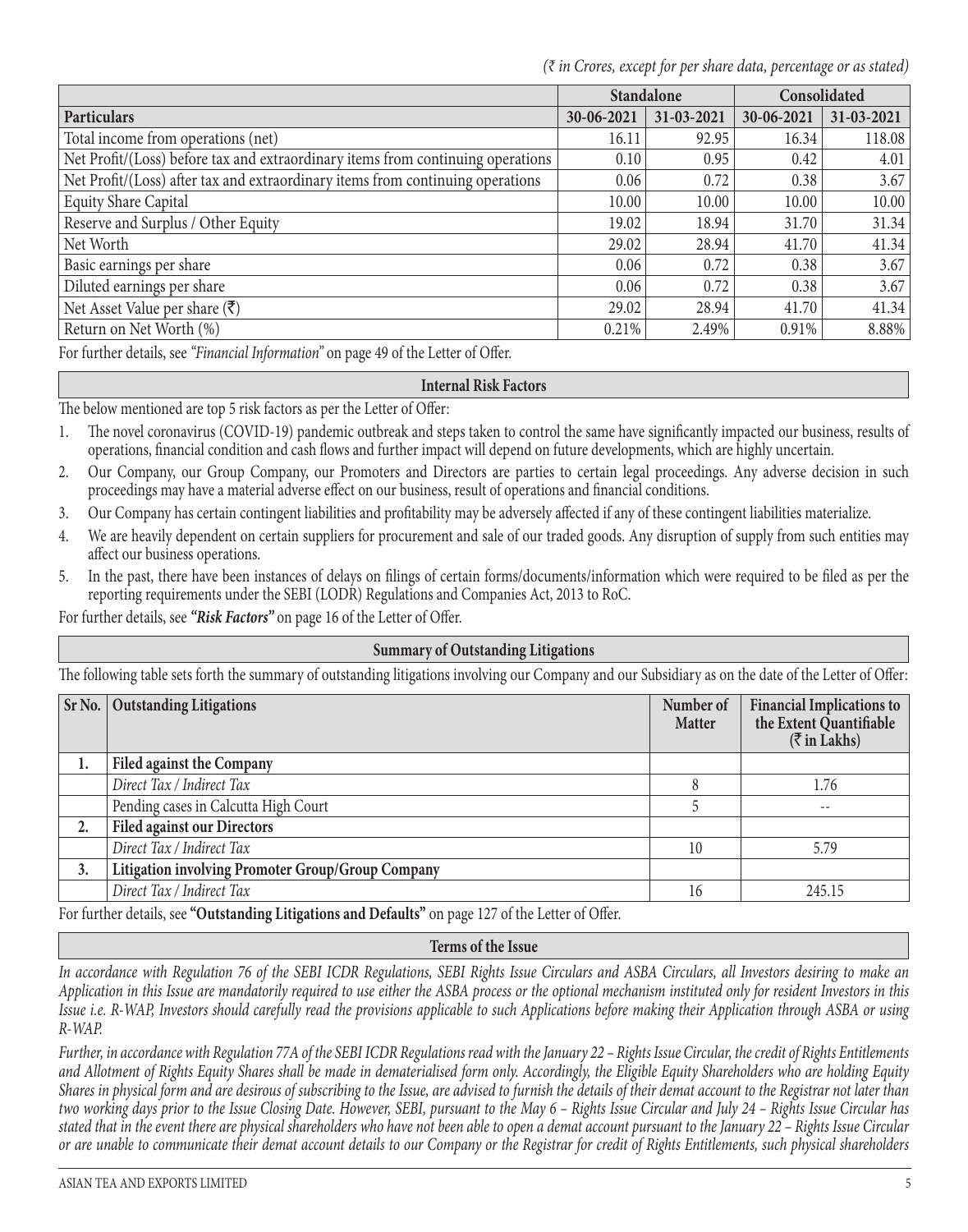*(₹ in Crores, except for per share data, percentage or as stated)*

| Particulars | Standalone | | Consolidated | |
|---|---|---|---|---|
| | 30-06-2021 | 31-03-2021 | 30-06-2021 | 31-03-2021 |
| Total income from operations (net) | 16.11 | 92.95 | 16.34 | 118.08 |
| Net Profit/(Loss) before tax and extraordinary items from continuing operations | 0.10 | 0.95 | 0.42 | 4.01 |
| Net Profit/(Loss) after tax and extraordinary items from continuing operations | 0.06 | 0.72 | 0.38 | 3.67 |
| Equity Share Capital | 10.00 | 10.00 | 10.00 | 10.00 |
| Reserve and Surplus / Other Equity | 19.02 | 18.94 | 31.70 | 31.34 |
| Net Worth | 29.02 | 28.94 | 41.70 | 41.34 |
| Basic earnings per share | 0.06 | 0.72 | 0.38 | 3.67 |
| Diluted earnings per share | 0.06 | 0.72 | 0.38 | 3.67 |
| Net Asset Value per share (₹) | 29.02 | 28.94 | 41.70 | 41.34 |
| Return on Net Worth (%) | 0.21% | 2.49% | 0.91% | 8.88% |

For further details, see *"Financial Information"* on page 49 of the Letter of Offer.

## Internal Risk Factors

The below mentioned are top 5 risk factors as per the Letter of Offer:

1. The novel coronavirus (COVID-19) pandemic outbreak and steps taken to control the same have significantly impacted our business, results of operations, financial condition and cash flows and further impact will depend on future developments, which are highly uncertain.
2. Our Company, our Group Company, our Promoters and Directors are parties to certain legal proceedings. Any adverse decision in such proceedings may have a material adverse effect on our business, result of operations and financial conditions.
3. Our Company has certain contingent liabilities and profitability may be adversely affected if any of these contingent liabilities materialize.
4. We are heavily dependent on certain suppliers for procurement and sale of our traded goods. Any disruption of supply from such entities may affect our business operations.
5. In the past, there have been instances of delays on filings of certain forms/documents/information which were required to be filed as per the reporting requirements under the SEBI (LODR) Regulations and Companies Act, 2013 to RoC.

For further details, see ***"Risk Factors"*** on page 16 of the Letter of Offer.

## Summary of Outstanding Litigations

The following table sets forth the summary of outstanding litigations involving our Company and our Subsidiary as on the date of the Letter of Offer:

| Sr No. | Outstanding Litigations | Number of Matter | Financial Implications to the Extent Quantifiable (₹ in Lakhs) |
|---|---|---|---|
| 1. | **Filed against the Company** | | |
| | *Direct Tax / Indirect Tax* | 8 | 1.76 |
| | Pending cases in Calcutta High Court | 5 | -- |
| 2. | **Filed against our Directors** | | |
| | *Direct Tax / Indirect Tax* | 10 | 5.79 |
| 3. | **Litigation involving Promoter Group/Group Company** | | |
| | *Direct Tax / Indirect Tax* | 16 | 245.15 |

For further details, see **"Outstanding Litigations and Defaults"** on page 127 of the Letter of Offer.

## Terms of the Issue

*In accordance with Regulation 76 of the SEBI ICDR Regulations, SEBI Rights Issue Circulars and ASBA Circulars, all Investors desiring to make an Application in this Issue are mandatorily required to use either the ASBA process or the optional mechanism instituted only for resident Investors in this Issue i.e. R-WAP, Investors should carefully read the provisions applicable to such Applications before making their Application through ASBA or using R-WAP.*

*Further, in accordance with Regulation 77A of the SEBI ICDR Regulations read with the January 22 – Rights Issue Circular, the credit of Rights Entitlements and Allotment of Rights Equity Shares shall be made in dematerialised form only. Accordingly, the Eligible Equity Shareholders who are holding Equity Shares in physical form and are desirous of subscribing to the Issue, are advised to furnish the details of their demat account to the Registrar not later than two working days prior to the Issue Closing Date. However, SEBI, pursuant to the May 6 – Rights Issue Circular and July 24 – Rights Issue Circular has stated that in the event there are physical shareholders who have not been able to open a demat account pursuant to the January 22 – Rights Issue Circular or are unable to communicate their demat account details to our Company or the Registrar for credit of Rights Entitlements, such physical shareholders*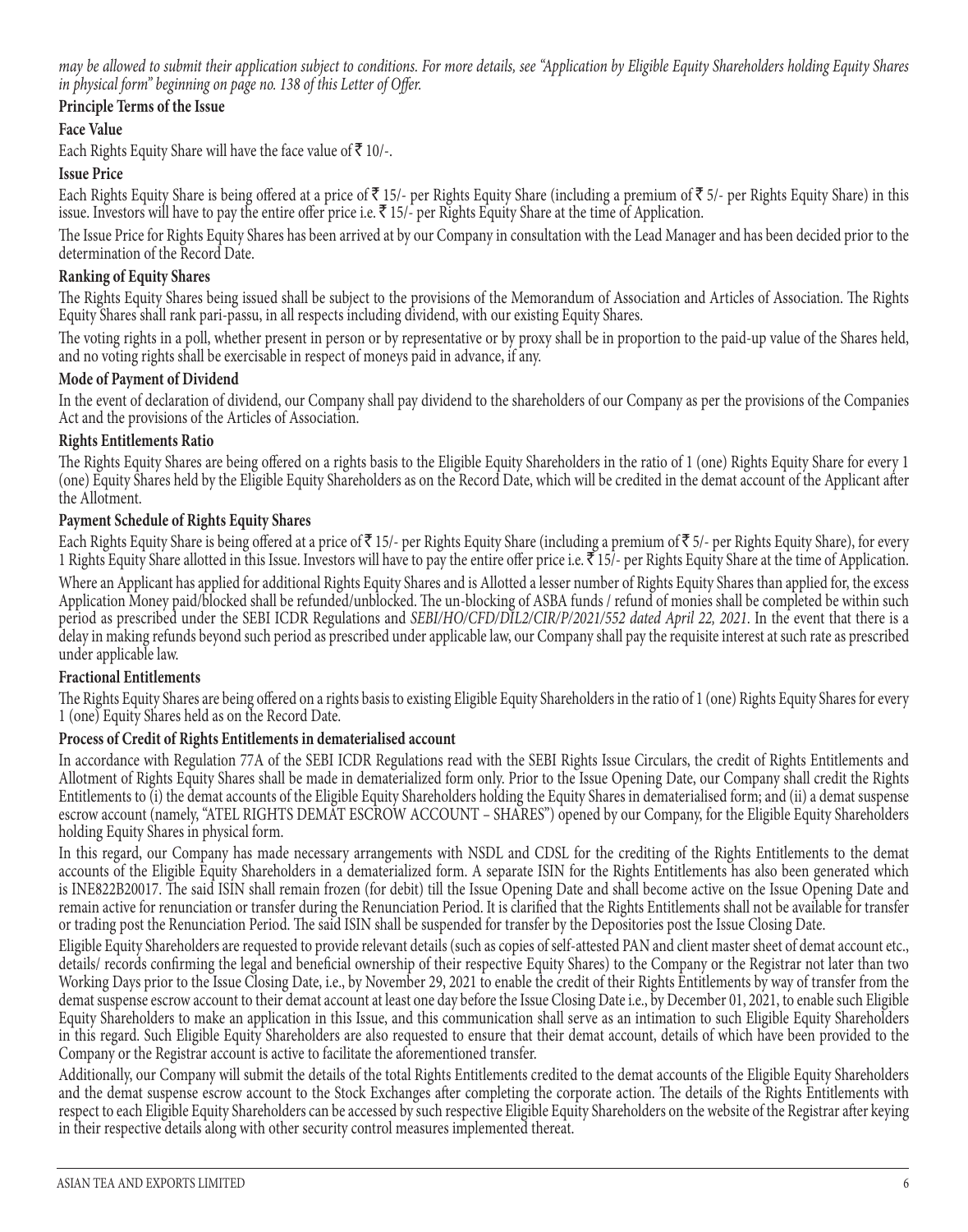*may be allowed to submit their application subject to conditions. For more details, see "Application by Eligible Equity Shareholders holding Equity Shares in physical form" beginning on page no. 138 of this Letter of Offer.*

**Principle Terms of the Issue**

**Face Value**

Each Rights Equity Share will have the face value of ₹ 10/-.

**Issue Price**

Each Rights Equity Share is being offered at a price of ₹ 15/- per Rights Equity Share (including a premium of ₹ 5/- per Rights Equity Share) in this issue. Investors will have to pay the entire offer price i.e. ₹ 15/- per Rights Equity Share at the time of Application.

The Issue Price for Rights Equity Shares has been arrived at by our Company in consultation with the Lead Manager and has been decided prior to the determination of the Record Date.

**Ranking of Equity Shares**

The Rights Equity Shares being issued shall be subject to the provisions of the Memorandum of Association and Articles of Association. The Rights Equity Shares shall rank pari-passu, in all respects including dividend, with our existing Equity Shares.

The voting rights in a poll, whether present in person or by representative or by proxy shall be in proportion to the paid-up value of the Shares held, and no voting rights shall be exercisable in respect of moneys paid in advance, if any.

**Mode of Payment of Dividend**

In the event of declaration of dividend, our Company shall pay dividend to the shareholders of our Company as per the provisions of the Companies Act and the provisions of the Articles of Association.

**Rights Entitlements Ratio**

The Rights Equity Shares are being offered on a rights basis to the Eligible Equity Shareholders in the ratio of 1 (one) Rights Equity Share for every 1 (one) Equity Shares held by the Eligible Equity Shareholders as on the Record Date, which will be credited in the demat account of the Applicant after the Allotment.

**Payment Schedule of Rights Equity Shares**

Each Rights Equity Share is being offered at a price of ₹ 15/- per Rights Equity Share (including a premium of ₹ 5/- per Rights Equity Share), for every 1 Rights Equity Share allotted in this Issue. Investors will have to pay the entire offer price i.e. ₹ 15/- per Rights Equity Share at the time of Application.

Where an Applicant has applied for additional Rights Equity Shares and is Allotted a lesser number of Rights Equity Shares than applied for, the excess Application Money paid/blocked shall be refunded/unblocked. The un-blocking of ASBA funds / refund of monies shall be completed be within such period as prescribed under the SEBI ICDR Regulations and *SEBI/HO/CFD/DIL2/CIR/P/2021/552 dated April 22, 2021*. In the event that there is a delay in making refunds beyond such period as prescribed under applicable law, our Company shall pay the requisite interest at such rate as prescribed under applicable law.

**Fractional Entitlements**

The Rights Equity Shares are being offered on a rights basis to existing Eligible Equity Shareholders in the ratio of 1 (one) Rights Equity Shares for every 1 (one) Equity Shares held as on the Record Date.

**Process of Credit of Rights Entitlements in dematerialised account**

In accordance with Regulation 77A of the SEBI ICDR Regulations read with the SEBI Rights Issue Circulars, the credit of Rights Entitlements and Allotment of Rights Equity Shares shall be made in dematerialized form only. Prior to the Issue Opening Date, our Company shall credit the Rights Entitlements to (i) the demat accounts of the Eligible Equity Shareholders holding the Equity Shares in dematerialised form; and (ii) a demat suspense escrow account (namely, "ATEL RIGHTS DEMAT ESCROW ACCOUNT – SHARES") opened by our Company, for the Eligible Equity Shareholders holding Equity Shares in physical form.

In this regard, our Company has made necessary arrangements with NSDL and CDSL for the crediting of the Rights Entitlements to the demat accounts of the Eligible Equity Shareholders in a dematerialized form. A separate ISIN for the Rights Entitlements has also been generated which is INE822B20017. The said ISIN shall remain frozen (for debit) till the Issue Opening Date and shall become active on the Issue Opening Date and remain active for renunciation or transfer during the Renunciation Period. It is clarified that the Rights Entitlements shall not be available for transfer or trading post the Renunciation Period. The said ISIN shall be suspended for transfer by the Depositories post the Issue Closing Date.

Eligible Equity Shareholders are requested to provide relevant details (such as copies of self-attested PAN and client master sheet of demat account etc., details/ records confirming the legal and beneficial ownership of their respective Equity Shares) to the Company or the Registrar not later than two Working Days prior to the Issue Closing Date, i.e., by November 29, 2021 to enable the credit of their Rights Entitlements by way of transfer from the demat suspense escrow account to their demat account at least one day before the Issue Closing Date i.e., by December 01, 2021, to enable such Eligible Equity Shareholders to make an application in this Issue, and this communication shall serve as an intimation to such Eligible Equity Shareholders in this regard. Such Eligible Equity Shareholders are also requested to ensure that their demat account, details of which have been provided to the Company or the Registrar account is active to facilitate the aforementioned transfer.

Additionally, our Company will submit the details of the total Rights Entitlements credited to the demat accounts of the Eligible Equity Shareholders and the demat suspense escrow account to the Stock Exchanges after completing the corporate action. The details of the Rights Entitlements with respect to each Eligible Equity Shareholders can be accessed by such respective Eligible Equity Shareholders on the website of the Registrar after keying in their respective details along with other security control measures implemented thereat.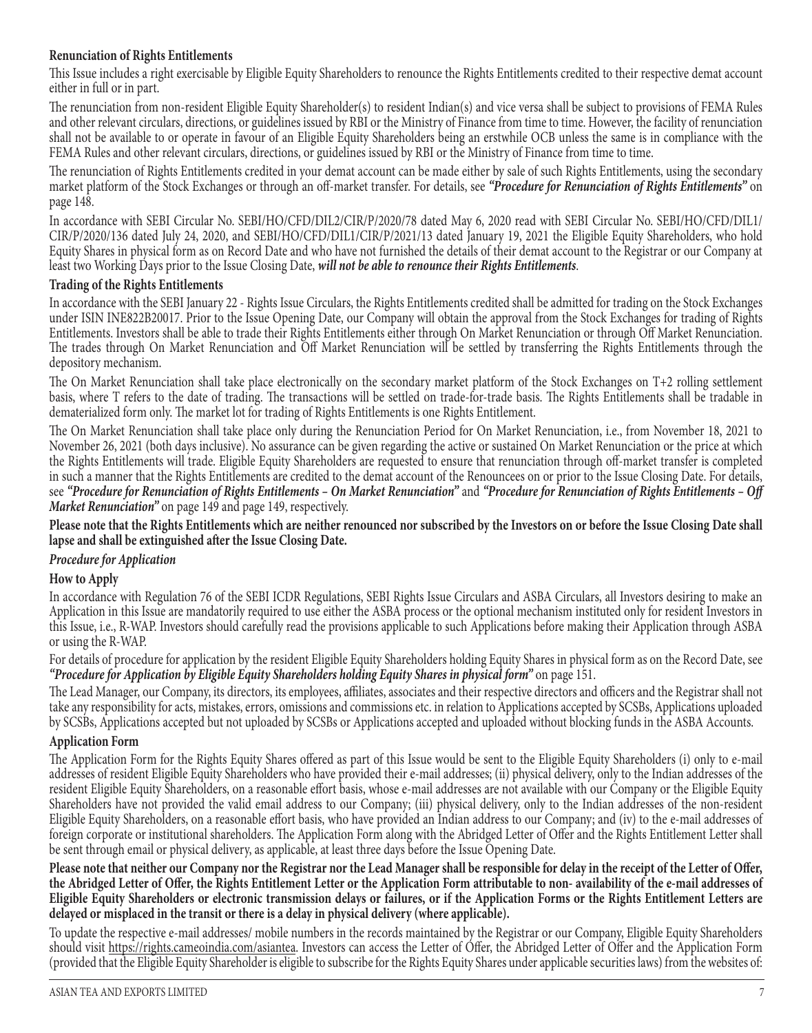**Renunciation of Rights Entitlements**

This Issue includes a right exercisable by Eligible Equity Shareholders to renounce the Rights Entitlements credited to their respective demat account either in full or in part.

The renunciation from non-resident Eligible Equity Shareholder(s) to resident Indian(s) and vice versa shall be subject to provisions of FEMA Rules and other relevant circulars, directions, or guidelines issued by RBI or the Ministry of Finance from time to time. However, the facility of renunciation shall not be available to or operate in favour of an Eligible Equity Shareholders being an erstwhile OCB unless the same is in compliance with the FEMA Rules and other relevant circulars, directions, or guidelines issued by RBI or the Ministry of Finance from time to time.

The renunciation of Rights Entitlements credited in your demat account can be made either by sale of such Rights Entitlements, using the secondary market platform of the Stock Exchanges or through an off-market transfer. For details, see ***"Procedure for Renunciation of Rights Entitlements"*** on page 148.

In accordance with SEBI Circular No. SEBI/HO/CFD/DIL2/CIR/P/2020/78 dated May 6, 2020 read with SEBI Circular No. SEBI/HO/CFD/DIL1/CIR/P/2020/136 dated July 24, 2020, and SEBI/HO/CFD/DIL1/CIR/P/2021/13 dated January 19, 2021 the Eligible Equity Shareholders, who hold Equity Shares in physical form as on Record Date and who have not furnished the details of their demat account to the Registrar or our Company at least two Working Days prior to the Issue Closing Date, ***will not be able to renounce their Rights Entitlements***.

**Trading of the Rights Entitlements**

In accordance with the SEBI January 22 - Rights Issue Circulars, the Rights Entitlements credited shall be admitted for trading on the Stock Exchanges under ISIN INE822B20017. Prior to the Issue Opening Date, our Company will obtain the approval from the Stock Exchanges for trading of Rights Entitlements. Investors shall be able to trade their Rights Entitlements either through On Market Renunciation or through Off Market Renunciation. The trades through On Market Renunciation and Off Market Renunciation will be settled by transferring the Rights Entitlements through the depository mechanism.

The On Market Renunciation shall take place electronically on the secondary market platform of the Stock Exchanges on T+2 rolling settlement basis, where T refers to the date of trading. The transactions will be settled on trade-for-trade basis. The Rights Entitlements shall be tradable in dematerialized form only. The market lot for trading of Rights Entitlements is one Rights Entitlement.

The On Market Renunciation shall take place only during the Renunciation Period for On Market Renunciation, i.e., from November 18, 2021 to November 26, 2021 (both days inclusive). No assurance can be given regarding the active or sustained On Market Renunciation or the price at which the Rights Entitlements will trade. Eligible Equity Shareholders are requested to ensure that renunciation through off-market transfer is completed in such a manner that the Rights Entitlements are credited to the demat account of the Renouncees on or prior to the Issue Closing Date. For details, see ***"Procedure for Renunciation of Rights Entitlements – On Market Renunciation"*** and ***"Procedure for Renunciation of Rights Entitlements – Off Market Renunciation"*** on page 149 and page 149, respectively.

**Please note that the Rights Entitlements which are neither renounced nor subscribed by the Investors on or before the Issue Closing Date shall lapse and shall be extinguished after the Issue Closing Date.**

***Procedure for Application***

**How to Apply**

In accordance with Regulation 76 of the SEBI ICDR Regulations, SEBI Rights Issue Circulars and ASBA Circulars, all Investors desiring to make an Application in this Issue are mandatorily required to use either the ASBA process or the optional mechanism instituted only for resident Investors in this Issue, i.e., R-WAP. Investors should carefully read the provisions applicable to such Applications before making their Application through ASBA or using the R-WAP.

For details of procedure for application by the resident Eligible Equity Shareholders holding Equity Shares in physical form as on the Record Date, see ***"Procedure for Application by Eligible Equity Shareholders holding Equity Shares in physical form"*** on page 151.

The Lead Manager, our Company, its directors, its employees, affiliates, associates and their respective directors and officers and the Registrar shall not take any responsibility for acts, mistakes, errors, omissions and commissions etc. in relation to Applications accepted by SCSBs, Applications uploaded by SCSBs, Applications accepted but not uploaded by SCSBs or Applications accepted and uploaded without blocking funds in the ASBA Accounts.

**Application Form**

The Application Form for the Rights Equity Shares offered as part of this Issue would be sent to the Eligible Equity Shareholders (i) only to e-mail addresses of resident Eligible Equity Shareholders who have provided their e-mail addresses; (ii) physical delivery, only to the Indian addresses of the resident Eligible Equity Shareholders, on a reasonable effort basis, whose e-mail addresses are not available with our Company or the Eligible Equity Shareholders have not provided the valid email address to our Company; (iii) physical delivery, only to the Indian addresses of the non-resident Eligible Equity Shareholders, on a reasonable effort basis, who have provided an Indian address to our Company; and (iv) to the e-mail addresses of foreign corporate or institutional shareholders. The Application Form along with the Abridged Letter of Offer and the Rights Entitlement Letter shall be sent through email or physical delivery, as applicable, at least three days before the Issue Opening Date.

**Please note that neither our Company nor the Registrar nor the Lead Manager shall be responsible for delay in the receipt of the Letter of Offer, the Abridged Letter of Offer, the Rights Entitlement Letter or the Application Form attributable to non- availability of the e-mail addresses of Eligible Equity Shareholders or electronic transmission delays or failures, or if the Application Forms or the Rights Entitlement Letters are delayed or misplaced in the transit or there is a delay in physical delivery (where applicable).**

To update the respective e-mail addresses/ mobile numbers in the records maintained by the Registrar or our Company, Eligible Equity Shareholders should visit https://rights.cameoindia.com/asiantea. Investors can access the Letter of Offer, the Abridged Letter of Offer and the Application Form (provided that the Eligible Equity Shareholder is eligible to subscribe for the Rights Equity Shares under applicable securities laws) from the websites of: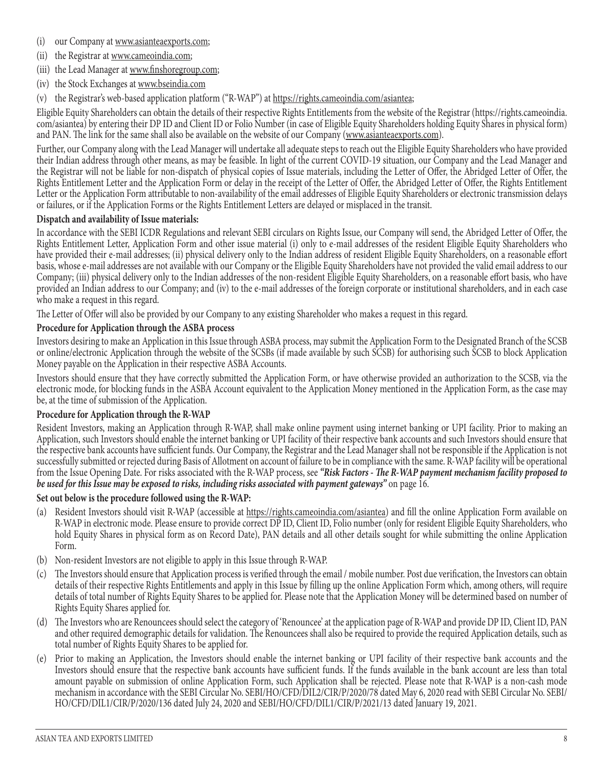(i) our Company at www.asianteaexports.com;
(ii) the Registrar at www.cameoindia.com;
(iii) the Lead Manager at www.finshoregroup.com;
(iv) the Stock Exchanges at www.bseindia.com
(v) the Registrar's web-based application platform ("R-WAP") at https://rights.cameoindia.com/asiantea;

Eligible Equity Shareholders can obtain the details of their respective Rights Entitlements from the website of the Registrar (https://rights.cameoindia.com/asiantea) by entering their DP ID and Client ID or Folio Number (in case of Eligible Equity Shareholders holding Equity Shares in physical form) and PAN. The link for the same shall also be available on the website of our Company (www.asianteaexports.com).

Further, our Company along with the Lead Manager will undertake all adequate steps to reach out the Eligible Equity Shareholders who have provided their Indian address through other means, as may be feasible. In light of the current COVID-19 situation, our Company and the Lead Manager and the Registrar will not be liable for non-dispatch of physical copies of Issue materials, including the Letter of Offer, the Abridged Letter of Offer, the Rights Entitlement Letter and the Application Form or delay in the receipt of the Letter of Offer, the Abridged Letter of Offer, the Rights Entitlement Letter or the Application Form attributable to non-availability of the email addresses of Eligible Equity Shareholders or electronic transmission delays or failures, or if the Application Forms or the Rights Entitlement Letters are delayed or misplaced in the transit.

**Dispatch and availability of Issue materials:**

In accordance with the SEBI ICDR Regulations and relevant SEBI circulars on Rights Issue, our Company will send, the Abridged Letter of Offer, the Rights Entitlement Letter, Application Form and other issue material (i) only to e-mail addresses of the resident Eligible Equity Shareholders who have provided their e-mail addresses; (ii) physical delivery only to the Indian address of resident Eligible Equity Shareholders, on a reasonable effort basis, whose e-mail addresses are not available with our Company or the Eligible Equity Shareholders have not provided the valid email address to our Company; (iii) physical delivery only to the Indian addresses of the non-resident Eligible Equity Shareholders, on a reasonable effort basis, who have provided an Indian address to our Company; and (iv) to the e-mail addresses of the foreign corporate or institutional shareholders, and in each case who make a request in this regard.

The Letter of Offer will also be provided by our Company to any existing Shareholder who makes a request in this regard.

**Procedure for Application through the ASBA process**

Investors desiring to make an Application in this Issue through ASBA process, may submit the Application Form to the Designated Branch of the SCSB or online/electronic Application through the website of the SCSBs (if made available by such SCSB) for authorising such SCSB to block Application Money payable on the Application in their respective ASBA Accounts.

Investors should ensure that they have correctly submitted the Application Form, or have otherwise provided an authorization to the SCSB, via the electronic mode, for blocking funds in the ASBA Account equivalent to the Application Money mentioned in the Application Form, as the case may be, at the time of submission of the Application.

**Procedure for Application through the R-WAP**

Resident Investors, making an Application through R-WAP, shall make online payment using internet banking or UPI facility. Prior to making an Application, such Investors should enable the internet banking or UPI facility of their respective bank accounts and such Investors should ensure that the respective bank accounts have sufficient funds. Our Company, the Registrar and the Lead Manager shall not be responsible if the Application is not successfully submitted or rejected during Basis of Allotment on account of failure to be in compliance with the same. R-WAP facility will be operational from the Issue Opening Date. For risks associated with the R-WAP process, see ***"Risk Factors - The R-WAP payment mechanism facility proposed to be used for this Issue may be exposed to risks, including risks associated with payment gateways"*** on page 16.

**Set out below is the procedure followed using the R-WAP:**

(a) Resident Investors should visit R-WAP (accessible at https://rights.cameoindia.com/asiantea) and fill the online Application Form available on R-WAP in electronic mode. Please ensure to provide correct DP ID, Client ID, Folio number (only for resident Eligible Equity Shareholders, who hold Equity Shares in physical form as on Record Date), PAN details and all other details sought for while submitting the online Application Form.
(b) Non-resident Investors are not eligible to apply in this Issue through R-WAP.
(c) The Investors should ensure that Application process is verified through the email / mobile number. Post due verification, the Investors can obtain details of their respective Rights Entitlements and apply in this Issue by filling up the online Application Form which, among others, will require details of total number of Rights Equity Shares to be applied for. Please note that the Application Money will be determined based on number of Rights Equity Shares applied for.
(d) The Investors who are Renouncees should select the category of 'Renouncee' at the application page of R-WAP and provide DP ID, Client ID, PAN and other required demographic details for validation. The Renouncees shall also be required to provide the required Application details, such as total number of Rights Equity Shares to be applied for.
(e) Prior to making an Application, the Investors should enable the internet banking or UPI facility of their respective bank accounts and the Investors should ensure that the respective bank accounts have sufficient funds. If the funds available in the bank account are less than total amount payable on submission of online Application Form, such Application shall be rejected. Please note that R-WAP is a non-cash mode mechanism in accordance with the SEBI Circular No. SEBI/HO/CFD/DIL2/CIR/P/2020/78 dated May 6, 2020 read with SEBI Circular No. SEBI/HO/CFD/DIL1/CIR/P/2020/136 dated July 24, 2020 and SEBI/HO/CFD/DIL1/CIR/P/2021/13 dated January 19, 2021.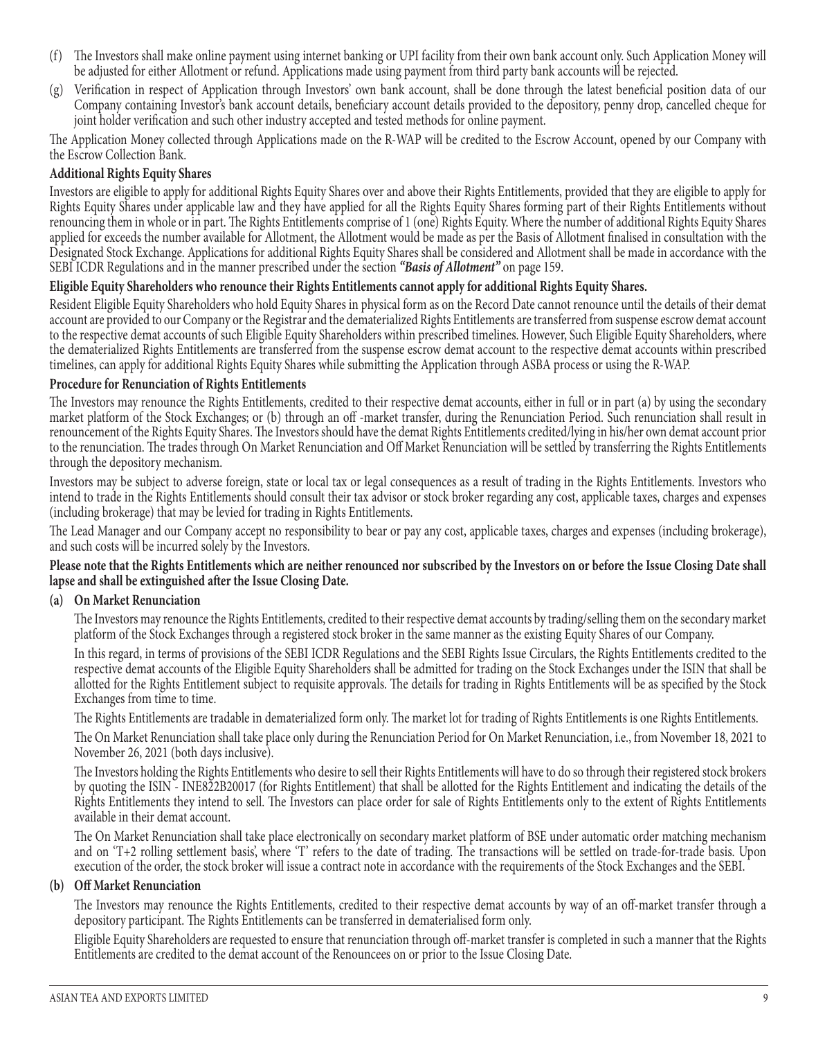(f) The Investors shall make online payment using internet banking or UPI facility from their own bank account only. Such Application Money will be adjusted for either Allotment or refund. Applications made using payment from third party bank accounts will be rejected.

(g) Verification in respect of Application through Investors' own bank account, shall be done through the latest beneficial position data of our Company containing Investor's bank account details, beneficiary account details provided to the depository, penny drop, cancelled cheque for joint holder verification and such other industry accepted and tested methods for online payment.

The Application Money collected through Applications made on the R-WAP will be credited to the Escrow Account, opened by our Company with the Escrow Collection Bank.

**Additional Rights Equity Shares**

Investors are eligible to apply for additional Rights Equity Shares over and above their Rights Entitlements, provided that they are eligible to apply for Rights Equity Shares under applicable law and they have applied for all the Rights Equity Shares forming part of their Rights Entitlements without renouncing them in whole or in part. The Rights Entitlements comprise of 1 (one) Rights Equity. Where the number of additional Rights Equity Shares applied for exceeds the number available for Allotment, the Allotment would be made as per the Basis of Allotment finalised in consultation with the Designated Stock Exchange. Applications for additional Rights Equity Shares shall be considered and Allotment shall be made in accordance with the SEBI ICDR Regulations and in the manner prescribed under the section ***"Basis of Allotment"*** on page 159.

**Eligible Equity Shareholders who renounce their Rights Entitlements cannot apply for additional Rights Equity Shares.**

Resident Eligible Equity Shareholders who hold Equity Shares in physical form as on the Record Date cannot renounce until the details of their demat account are provided to our Company or the Registrar and the dematerialized Rights Entitlements are transferred from suspense escrow demat account to the respective demat accounts of such Eligible Equity Shareholders within prescribed timelines. However, Such Eligible Equity Shareholders, where the dematerialized Rights Entitlements are transferred from the suspense escrow demat account to the respective demat accounts within prescribed timelines, can apply for additional Rights Equity Shares while submitting the Application through ASBA process or using the R-WAP.

**Procedure for Renunciation of Rights Entitlements**

The Investors may renounce the Rights Entitlements, credited to their respective demat accounts, either in full or in part (a) by using the secondary market platform of the Stock Exchanges; or (b) through an off -market transfer, during the Renunciation Period. Such renunciation shall result in renouncement of the Rights Equity Shares. The Investors should have the demat Rights Entitlements credited/lying in his/her own demat account prior to the renunciation. The trades through On Market Renunciation and Off Market Renunciation will be settled by transferring the Rights Entitlements through the depository mechanism.

Investors may be subject to adverse foreign, state or local tax or legal consequences as a result of trading in the Rights Entitlements. Investors who intend to trade in the Rights Entitlements should consult their tax advisor or stock broker regarding any cost, applicable taxes, charges and expenses (including brokerage) that may be levied for trading in Rights Entitlements.

The Lead Manager and our Company accept no responsibility to bear or pay any cost, applicable taxes, charges and expenses (including brokerage), and such costs will be incurred solely by the Investors.

**Please note that the Rights Entitlements which are neither renounced nor subscribed by the Investors on or before the Issue Closing Date shall lapse and shall be extinguished after the Issue Closing Date.**

**(a) On Market Renunciation**

The Investors may renounce the Rights Entitlements, credited to their respective demat accounts by trading/selling them on the secondary market platform of the Stock Exchanges through a registered stock broker in the same manner as the existing Equity Shares of our Company.

In this regard, in terms of provisions of the SEBI ICDR Regulations and the SEBI Rights Issue Circulars, the Rights Entitlements credited to the respective demat accounts of the Eligible Equity Shareholders shall be admitted for trading on the Stock Exchanges under the ISIN that shall be allotted for the Rights Entitlement subject to requisite approvals. The details for trading in Rights Entitlements will be as specified by the Stock Exchanges from time to time.

The Rights Entitlements are tradable in dematerialized form only. The market lot for trading of Rights Entitlements is one Rights Entitlements.

The On Market Renunciation shall take place only during the Renunciation Period for On Market Renunciation, i.e., from November 18, 2021 to November 26, 2021 (both days inclusive).

The Investors holding the Rights Entitlements who desire to sell their Rights Entitlements will have to do so through their registered stock brokers by quoting the ISIN - INE822B20017 (for Rights Entitlement) that shall be allotted for the Rights Entitlement and indicating the details of the Rights Entitlements they intend to sell. The Investors can place order for sale of Rights Entitlements only to the extent of Rights Entitlements available in their demat account.

The On Market Renunciation shall take place electronically on secondary market platform of BSE under automatic order matching mechanism and on 'T+2 rolling settlement basis', where 'T' refers to the date of trading. The transactions will be settled on trade-for-trade basis. Upon execution of the order, the stock broker will issue a contract note in accordance with the requirements of the Stock Exchanges and the SEBI.

**(b) Off Market Renunciation**

The Investors may renounce the Rights Entitlements, credited to their respective demat accounts by way of an off-market transfer through a depository participant. The Rights Entitlements can be transferred in dematerialised form only.

Eligible Equity Shareholders are requested to ensure that renunciation through off-market transfer is completed in such a manner that the Rights Entitlements are credited to the demat account of the Renouncees on or prior to the Issue Closing Date.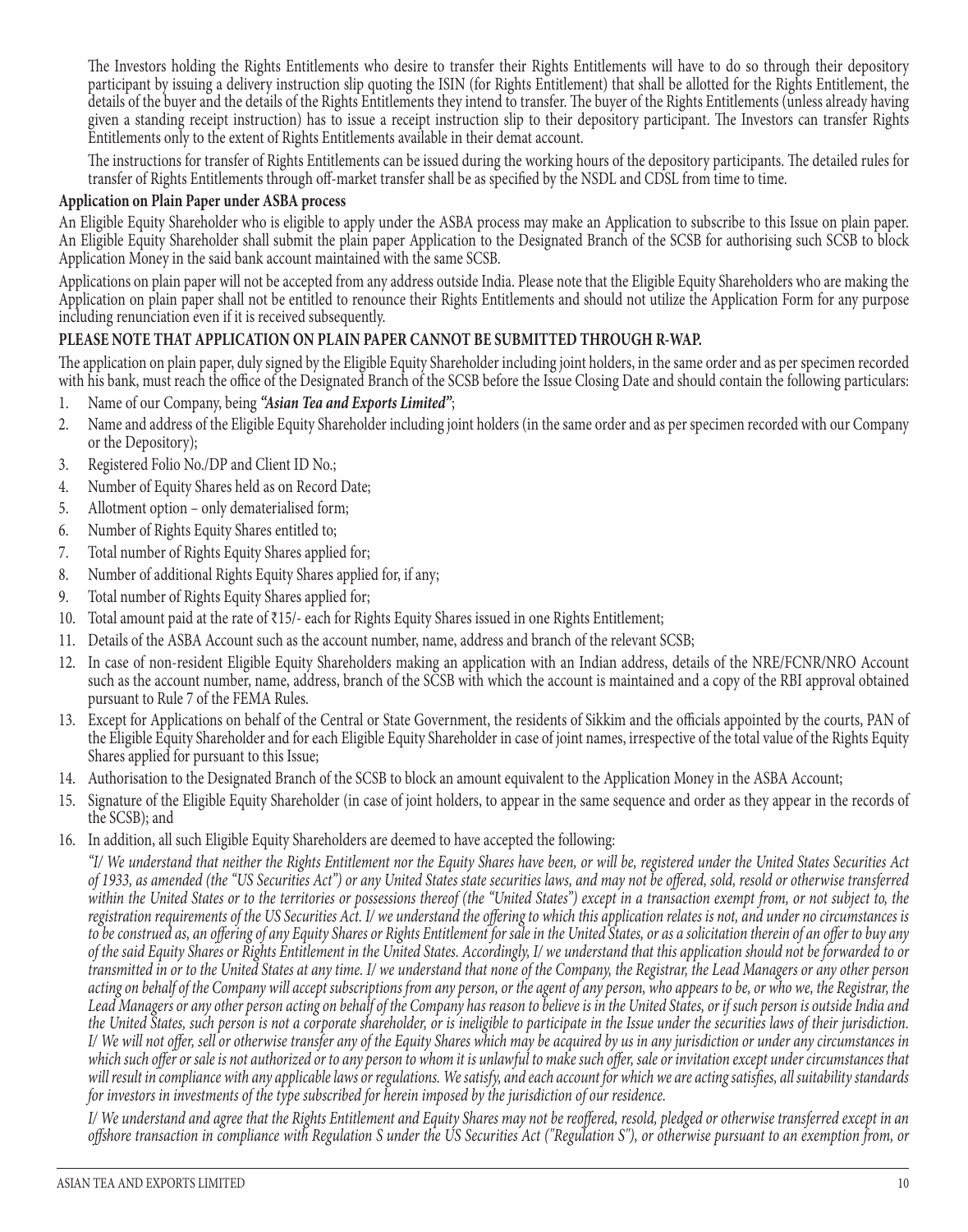The Investors holding the Rights Entitlements who desire to transfer their Rights Entitlements will have to do so through their depository participant by issuing a delivery instruction slip quoting the ISIN (for Rights Entitlement) that shall be allotted for the Rights Entitlement, the details of the buyer and the details of the Rights Entitlements they intend to transfer. The buyer of the Rights Entitlements (unless already having given a standing receipt instruction) has to issue a receipt instruction slip to their depository participant. The Investors can transfer Rights Entitlements only to the extent of Rights Entitlements available in their demat account.

The instructions for transfer of Rights Entitlements can be issued during the working hours of the depository participants. The detailed rules for transfer of Rights Entitlements through off-market transfer shall be as specified by the NSDL and CDSL from time to time.

**Application on Plain Paper under ASBA process**

An Eligible Equity Shareholder who is eligible to apply under the ASBA process may make an Application to subscribe to this Issue on plain paper. An Eligible Equity Shareholder shall submit the plain paper Application to the Designated Branch of the SCSB for authorising such SCSB to block Application Money in the said bank account maintained with the same SCSB.

Applications on plain paper will not be accepted from any address outside India. Please note that the Eligible Equity Shareholders who are making the Application on plain paper shall not be entitled to renounce their Rights Entitlements and should not utilize the Application Form for any purpose including renunciation even if it is received subsequently.

**PLEASE NOTE THAT APPLICATION ON PLAIN PAPER CANNOT BE SUBMITTED THROUGH R-WAP.**

The application on plain paper, duly signed by the Eligible Equity Shareholder including joint holders, in the same order and as per specimen recorded with his bank, must reach the office of the Designated Branch of the SCSB before the Issue Closing Date and should contain the following particulars:

1. Name of our Company, being ***"Asian Tea and Exports Limited"***;
2. Name and address of the Eligible Equity Shareholder including joint holders (in the same order and as per specimen recorded with our Company or the Depository);
3. Registered Folio No./DP and Client ID No.;
4. Number of Equity Shares held as on Record Date;
5. Allotment option – only dematerialised form;
6. Number of Rights Equity Shares entitled to;
7. Total number of Rights Equity Shares applied for;
8. Number of additional Rights Equity Shares applied for, if any;
9. Total number of Rights Equity Shares applied for;
10. Total amount paid at the rate of ₹15/- each for Rights Equity Shares issued in one Rights Entitlement;
11. Details of the ASBA Account such as the account number, name, address and branch of the relevant SCSB;
12. In case of non-resident Eligible Equity Shareholders making an application with an Indian address, details of the NRE/FCNR/NRO Account such as the account number, name, address, branch of the SCSB with which the account is maintained and a copy of the RBI approval obtained pursuant to Rule 7 of the FEMA Rules.
13. Except for Applications on behalf of the Central or State Government, the residents of Sikkim and the officials appointed by the courts, PAN of the Eligible Equity Shareholder and for each Eligible Equity Shareholder in case of joint names, irrespective of the total value of the Rights Equity Shares applied for pursuant to this Issue;
14. Authorisation to the Designated Branch of the SCSB to block an amount equivalent to the Application Money in the ASBA Account;
15. Signature of the Eligible Equity Shareholder (in case of joint holders, to appear in the same sequence and order as they appear in the records of the SCSB); and
16. In addition, all such Eligible Equity Shareholders are deemed to have accepted the following:

    *"I/ We understand that neither the Rights Entitlement nor the Equity Shares have been, or will be, registered under the United States Securities Act of 1933, as amended (the "US Securities Act") or any United States state securities laws, and may not be offered, sold, resold or otherwise transferred within the United States or to the territories or possessions thereof (the "United States") except in a transaction exempt from, or not subject to, the registration requirements of the US Securities Act. I/ we understand the offering to which this application relates is not, and under no circumstances is to be construed as, an offering of any Equity Shares or Rights Entitlement for sale in the United States, or as a solicitation therein of an offer to buy any of the said Equity Shares or Rights Entitlement in the United States. Accordingly, I/ we understand that this application should not be forwarded to or transmitted in or to the United States at any time. I/ we understand that none of the Company, the Registrar, the Lead Managers or any other person acting on behalf of the Company will accept subscriptions from any person, or the agent of any person, who appears to be, or who we, the Registrar, the Lead Managers or any other person acting on behalf of the Company has reason to believe is in the United States, or if such person is outside India and the United States, such person is not a corporate shareholder, or is ineligible to participate in the Issue under the securities laws of their jurisdiction. I/ We will not offer, sell or otherwise transfer any of the Equity Shares which may be acquired by us in any jurisdiction or under any circumstances in which such offer or sale is not authorized or to any person to whom it is unlawful to make such offer, sale or invitation except under circumstances that will result in compliance with any applicable laws or regulations. We satisfy, and each account for which we are acting satisfies, all suitability standards for investors in investments of the type subscribed for herein imposed by the jurisdiction of our residence.*

    *I/ We understand and agree that the Rights Entitlement and Equity Shares may not be reoffered, resold, pledged or otherwise transferred except in an offshore transaction in compliance with Regulation S under the US Securities Act ("Regulation S"), or otherwise pursuant to an exemption from, or*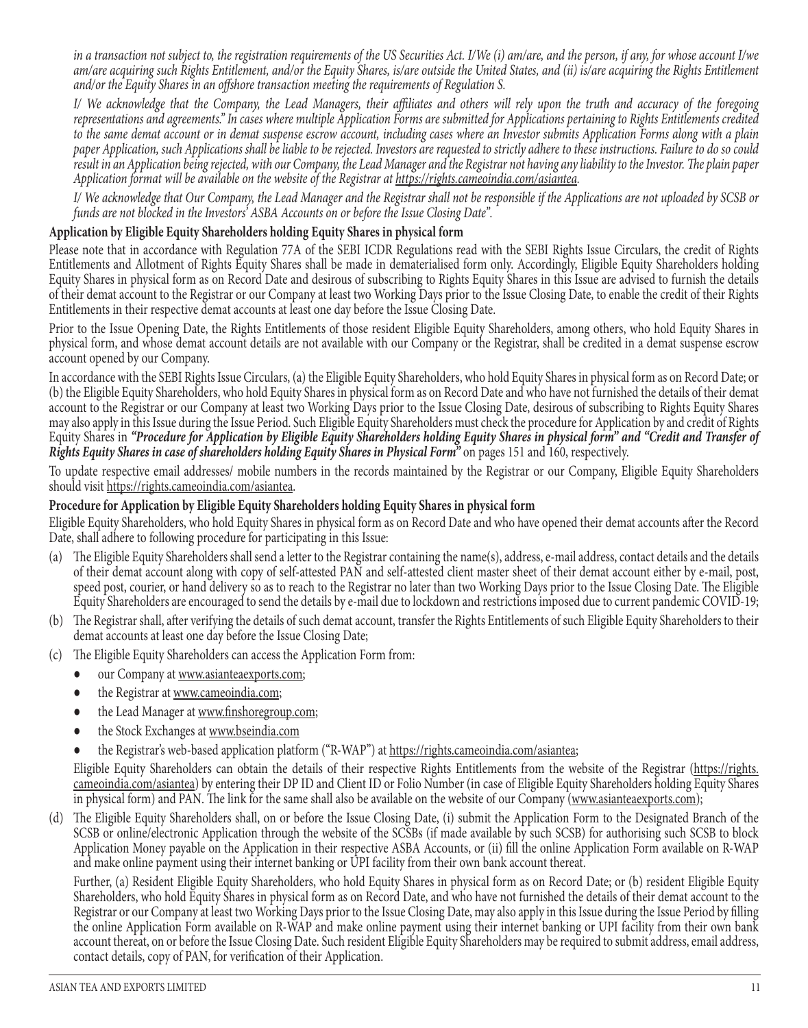*in a transaction not subject to, the registration requirements of the US Securities Act. I/We (i) am/are, and the person, if any, for whose account I/we am/are acquiring such Rights Entitlement, and/or the Equity Shares, is/are outside the United States, and (ii) is/are acquiring the Rights Entitlement and/or the Equity Shares in an offshore transaction meeting the requirements of Regulation S.*

*I/ We acknowledge that the Company, the Lead Managers, their affiliates and others will rely upon the truth and accuracy of the foregoing representations and agreements." In cases where multiple Application Forms are submitted for Applications pertaining to Rights Entitlements credited to the same demat account or in demat suspense escrow account, including cases where an Investor submits Application Forms along with a plain paper Application, such Applications shall be liable to be rejected. Investors are requested to strictly adhere to these instructions. Failure to do so could result in an Application being rejected, with our Company, the Lead Manager and the Registrar not having any liability to the Investor. The plain paper Application format will be available on the website of the Registrar at https://rights.cameoindia.com/asiantea.*

*I/ We acknowledge that Our Company, the Lead Manager and the Registrar shall not be responsible if the Applications are not uploaded by SCSB or funds are not blocked in the Investors' ASBA Accounts on or before the Issue Closing Date".*

**Application by Eligible Equity Shareholders holding Equity Shares in physical form**

Please note that in accordance with Regulation 77A of the SEBI ICDR Regulations read with the SEBI Rights Issue Circulars, the credit of Rights Entitlements and Allotment of Rights Equity Shares shall be made in dematerialised form only. Accordingly, Eligible Equity Shareholders holding Equity Shares in physical form as on Record Date and desirous of subscribing to Rights Equity Shares in this Issue are advised to furnish the details of their demat account to the Registrar or our Company at least two Working Days prior to the Issue Closing Date, to enable the credit of their Rights Entitlements in their respective demat accounts at least one day before the Issue Closing Date.

Prior to the Issue Opening Date, the Rights Entitlements of those resident Eligible Equity Shareholders, among others, who hold Equity Shares in physical form, and whose demat account details are not available with our Company or the Registrar, shall be credited in a demat suspense escrow account opened by our Company.

In accordance with the SEBI Rights Issue Circulars, (a) the Eligible Equity Shareholders, who hold Equity Shares in physical form as on Record Date; or (b) the Eligible Equity Shareholders, who hold Equity Shares in physical form as on Record Date and who have not furnished the details of their demat account to the Registrar or our Company at least two Working Days prior to the Issue Closing Date, desirous of subscribing to Rights Equity Shares may also apply in this Issue during the Issue Period. Such Eligible Equity Shareholders must check the procedure for Application by and credit of Rights Equity Shares in ***"Procedure for Application by Eligible Equity Shareholders holding Equity Shares in physical form" and "Credit and Transfer of Rights Equity Shares in case of shareholders holding Equity Shares in Physical Form"*** on pages 151 and 160, respectively.

To update respective email addresses/ mobile numbers in the records maintained by the Registrar or our Company, Eligible Equity Shareholders should visit https://rights.cameoindia.com/asiantea.

**Procedure for Application by Eligible Equity Shareholders holding Equity Shares in physical form**

Eligible Equity Shareholders, who hold Equity Shares in physical form as on Record Date and who have opened their demat accounts after the Record Date, shall adhere to following procedure for participating in this Issue:

(a) The Eligible Equity Shareholders shall send a letter to the Registrar containing the name(s), address, e-mail address, contact details and the details of their demat account along with copy of self-attested PAN and self-attested client master sheet of their demat account either by e-mail, post, speed post, courier, or hand delivery so as to reach to the Registrar no later than two Working Days prior to the Issue Closing Date. The Eligible Equity Shareholders are encouraged to send the details by e-mail due to lockdown and restrictions imposed due to current pandemic COVID-19;

(b) The Registrar shall, after verifying the details of such demat account, transfer the Rights Entitlements of such Eligible Equity Shareholders to their demat accounts at least one day before the Issue Closing Date;

(c) The Eligible Equity Shareholders can access the Application Form from:

- our Company at www.asianteaexports.com;
- the Registrar at www.cameoindia.com;
- the Lead Manager at www.finshoregroup.com;
- the Stock Exchanges at www.bseindia.com
- the Registrar's web-based application platform ("R-WAP") at https://rights.cameoindia.com/asiantea;

Eligible Equity Shareholders can obtain the details of their respective Rights Entitlements from the website of the Registrar (https://rights.cameoindia.com/asiantea) by entering their DP ID and Client ID or Folio Number (in case of Eligible Equity Shareholders holding Equity Shares in physical form) and PAN. The link for the same shall also be available on the website of our Company (www.asianteaexports.com);

(d) The Eligible Equity Shareholders shall, on or before the Issue Closing Date, (i) submit the Application Form to the Designated Branch of the SCSB or online/electronic Application through the website of the SCSBs (if made available by such SCSB) for authorising such SCSB to block Application Money payable on the Application in their respective ASBA Accounts, or (ii) fill the online Application Form available on R-WAP and make online payment using their internet banking or UPI facility from their own bank account thereat.

Further, (a) Resident Eligible Equity Shareholders, who hold Equity Shares in physical form as on Record Date; or (b) resident Eligible Equity Shareholders, who hold Equity Shares in physical form as on Record Date, and who have not furnished the details of their demat account to the Registrar or our Company at least two Working Days prior to the Issue Closing Date, may also apply in this Issue during the Issue Period by filling the online Application Form available on R-WAP and make online payment using their internet banking or UPI facility from their own bank account thereat, on or before the Issue Closing Date. Such resident Eligible Equity Shareholders may be required to submit address, email address, contact details, copy of PAN, for verification of their Application.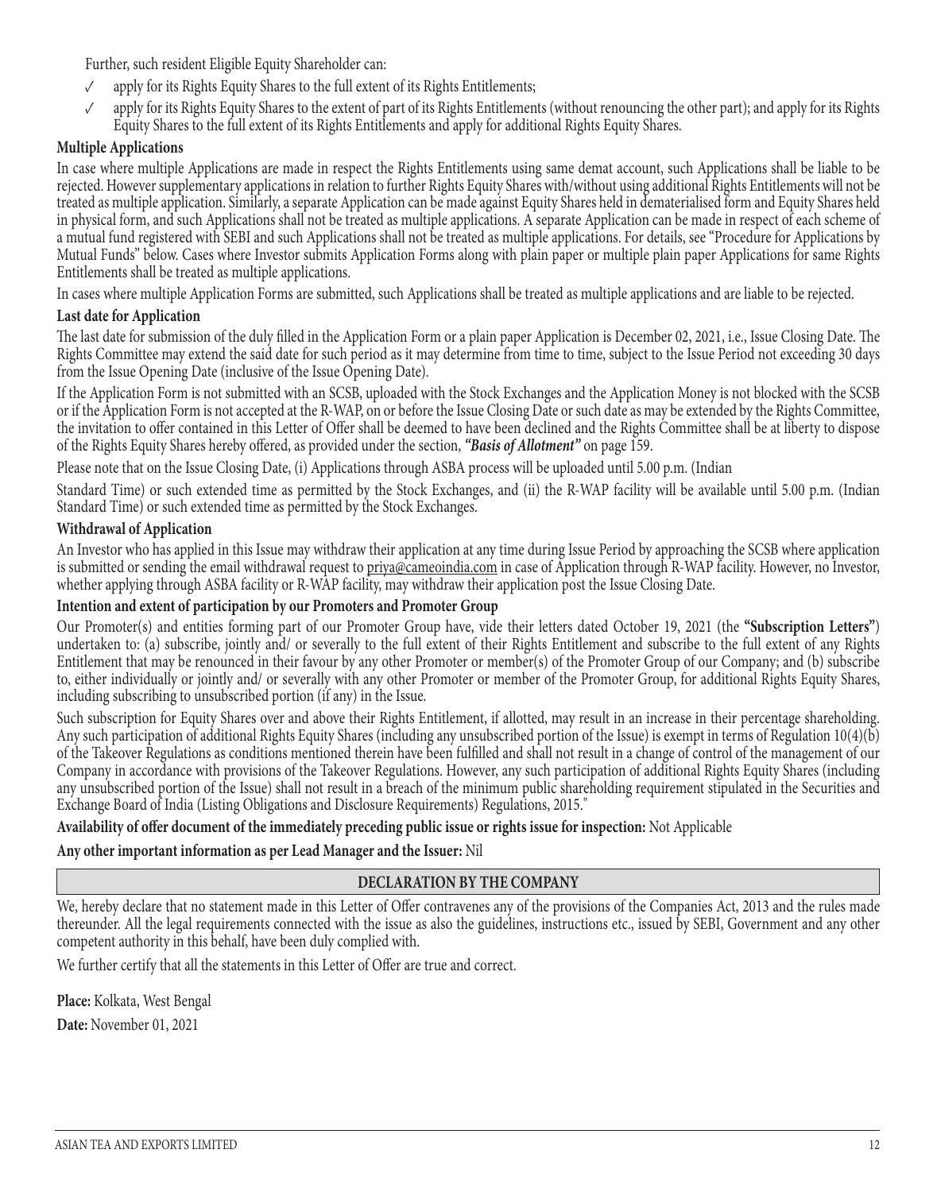Further, such resident Eligible Equity Shareholder can:

- ✓ apply for its Rights Equity Shares to the full extent of its Rights Entitlements;
- ✓ apply for its Rights Equity Shares to the extent of part of its Rights Entitlements (without renouncing the other part); and apply for its Rights Equity Shares to the full extent of its Rights Entitlements and apply for additional Rights Equity Shares.

**Multiple Applications**

In case where multiple Applications are made in respect the Rights Entitlements using same demat account, such Applications shall be liable to be rejected. However supplementary applications in relation to further Rights Equity Shares with/without using additional Rights Entitlements will not be treated as multiple application. Similarly, a separate Application can be made against Equity Shares held in dematerialised form and Equity Shares held in physical form, and such Applications shall not be treated as multiple applications. A separate Application can be made in respect of each scheme of a mutual fund registered with SEBI and such Applications shall not be treated as multiple applications. For details, see "Procedure for Applications by Mutual Funds" below. Cases where Investor submits Application Forms along with plain paper or multiple plain paper Applications for same Rights Entitlements shall be treated as multiple applications.

In cases where multiple Application Forms are submitted, such Applications shall be treated as multiple applications and are liable to be rejected.

**Last date for Application**

The last date for submission of the duly filled in the Application Form or a plain paper Application is December 02, 2021, i.e., Issue Closing Date. The Rights Committee may extend the said date for such period as it may determine from time to time, subject to the Issue Period not exceeding 30 days from the Issue Opening Date (inclusive of the Issue Opening Date).

If the Application Form is not submitted with an SCSB, uploaded with the Stock Exchanges and the Application Money is not blocked with the SCSB or if the Application Form is not accepted at the R-WAP, on or before the Issue Closing Date or such date as may be extended by the Rights Committee, the invitation to offer contained in this Letter of Offer shall be deemed to have been declined and the Rights Committee shall be at liberty to dispose of the Rights Equity Shares hereby offered, as provided under the section, ***"Basis of Allotment"*** on page 159.

Please note that on the Issue Closing Date, (i) Applications through ASBA process will be uploaded until 5.00 p.m. (Indian

Standard Time) or such extended time as permitted by the Stock Exchanges, and (ii) the R-WAP facility will be available until 5.00 p.m. (Indian Standard Time) or such extended time as permitted by the Stock Exchanges.

**Withdrawal of Application**

An Investor who has applied in this Issue may withdraw their application at any time during Issue Period by approaching the SCSB where application is submitted or sending the email withdrawal request to priya@cameoindia.com in case of Application through R-WAP facility. However, no Investor, whether applying through ASBA facility or R-WAP facility, may withdraw their application post the Issue Closing Date.

**Intention and extent of participation by our Promoters and Promoter Group**

Our Promoter(s) and entities forming part of our Promoter Group have, vide their letters dated October 19, 2021 (the **"Subscription Letters"**) undertaken to: (a) subscribe, jointly and/ or severally to the full extent of their Rights Entitlement and subscribe to the full extent of any Rights Entitlement that may be renounced in their favour by any other Promoter or member(s) of the Promoter Group of our Company; and (b) subscribe to, either individually or jointly and/ or severally with any other Promoter or member of the Promoter Group, for additional Rights Equity Shares, including subscribing to unsubscribed portion (if any) in the Issue.

Such subscription for Equity Shares over and above their Rights Entitlement, if allotted, may result in an increase in their percentage shareholding. Any such participation of additional Rights Equity Shares (including any unsubscribed portion of the Issue) is exempt in terms of Regulation 10(4)(b) of the Takeover Regulations as conditions mentioned therein have been fulfilled and shall not result in a change of control of the management of our Company in accordance with provisions of the Takeover Regulations. However, any such participation of additional Rights Equity Shares (including any unsubscribed portion of the Issue) shall not result in a breach of the minimum public shareholding requirement stipulated in the Securities and Exchange Board of India (Listing Obligations and Disclosure Requirements) Regulations, 2015."

**Availability of offer document of the immediately preceding public issue or rights issue for inspection:** Not Applicable

**Any other important information as per Lead Manager and the Issuer:** Nil

## DECLARATION BY THE COMPANY

We, hereby declare that no statement made in this Letter of Offer contravenes any of the provisions of the Companies Act, 2013 and the rules made thereunder. All the legal requirements connected with the issue as also the guidelines, instructions etc., issued by SEBI, Government and any other competent authority in this behalf, have been duly complied with.

We further certify that all the statements in this Letter of Offer are true and correct.

**Place:** Kolkata, West Bengal

**Date:** November 01, 2021